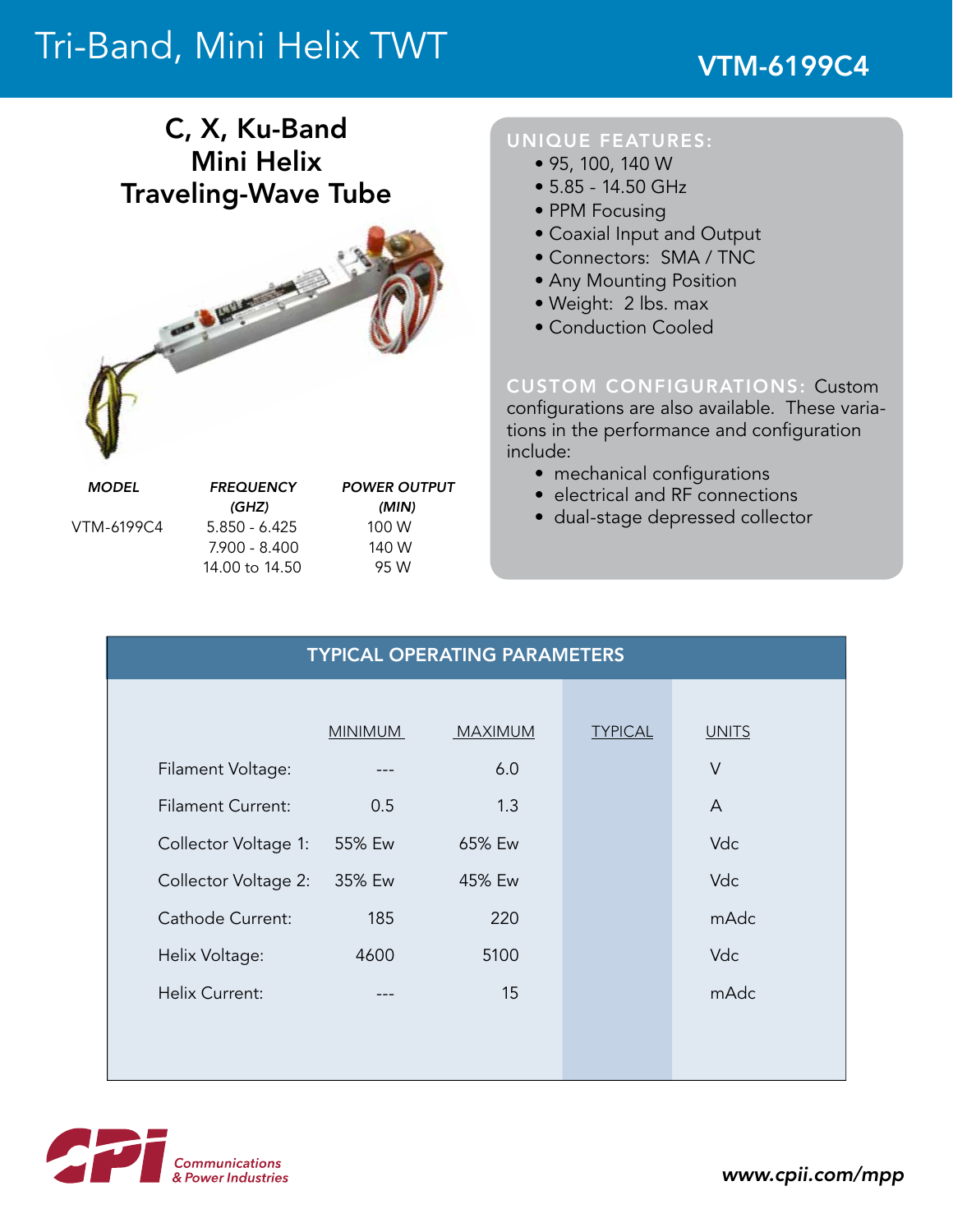# Tri-Band, Mini Helix TWT

**VTM-6199C4**

## C, X, Ku-Band Mini Helix Traveling-Wave Tube

| MODEL | FREQUENCY (GHZ) | POWER OUTPUT (MIN) |
|---|---|---|
| VTM-6199C4 | 5.850 - 6.425 | 100 W |
| | 7.900 - 8.400 | 140 W |
| | 14.00 to 14.50 | 95 W |

**UNIQUE FEATURES:**

- 95, 100, 140 W
- 5.85 - 14.50 GHz
- PPM Focusing
- Coaxial Input and Output
- Connectors: SMA / TNC
- Any Mounting Position
- Weight: 2 lbs. max
- Conduction Cooled

**CUSTOM CONFIGURATIONS:** Custom configurations are also available. These variations in the performance and configuration include:

- mechanical configurations
- electrical and RF connections
- dual-stage depressed collector

## TYPICAL OPERATING PARAMETERS

| | MINIMUM | MAXIMUM | TYPICAL | UNITS |
|---|---|---|---|---|
| Filament Voltage: | --- | 6.0 | | V |
| Filament Current: | 0.5 | 1.3 | | A |
| Collector Voltage 1: | 55% Ew | 65% Ew | | Vdc |
| Collector Voltage 2: | 35% Ew | 45% Ew | | Vdc |
| Cathode Current: | 185 | 220 | | mAdc |
| Helix Voltage: | 4600 | 5100 | | Vdc |
| Helix Current: | --- | 15 | | mAdc |

Communications & Power Industries

www.cpii.com/mpp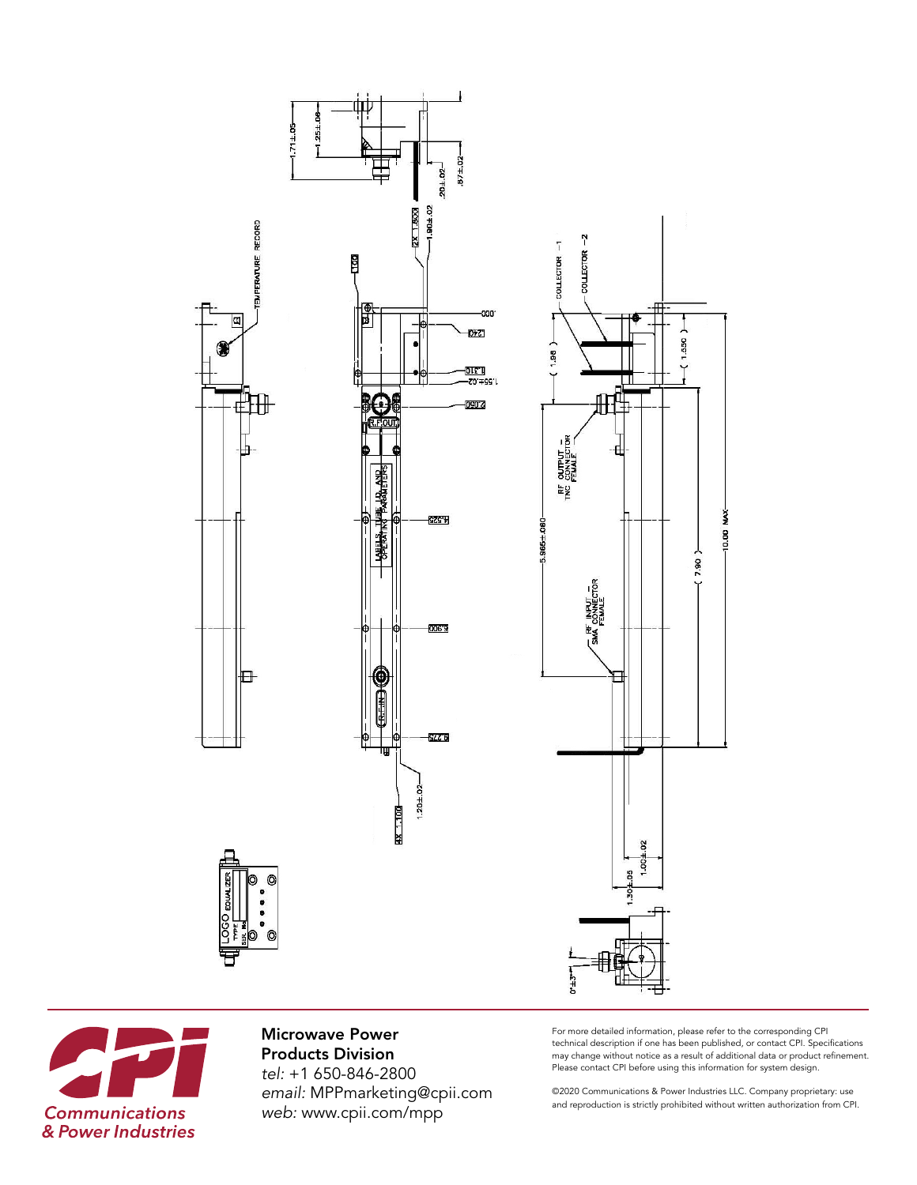TEMPERATURE RECORD

1.71±.05

1.25±.08

.20±.02

.87±.02

2X 1.600

1.90±.02

1.00

.000

.240

1.310

1.55±.02

2.050

R.F.OUT

LABELS, TUBE I.D. AND OPERATING PARAMETERS

4.525

6.900

8.275

R.F.IN

1.20±.02

4X 1.100

COLLECTOR -1

COLLECTOR -2

( 1.98 )

( 1.550 )

RF OUTPUT – TNC CONNECTOR FEMALE

5.865±.060

RF INPUT – SMA CONNECTOR FEMALE

( 7.90 )

10.00 MAX

1.00±.02

1.30±.05

0°±3°

LOGO EQUALIZER TYPE SER. No.

**Microwave Power Products Division**

*tel:* +1 650-846-2800
*email:* MPPmarketing@cpii.com
*web:* www.cpii.com/mpp

For more detailed information, please refer to the corresponding CPI technical description if one has been published, or contact CPI. Specifications may change without notice as a result of additional data or product refinement. Please contact CPI before using this information for system design.

©2020 Communications & Power Industries LLC. Company proprietary: use and reproduction is strictly prohibited without written authorization from CPI.